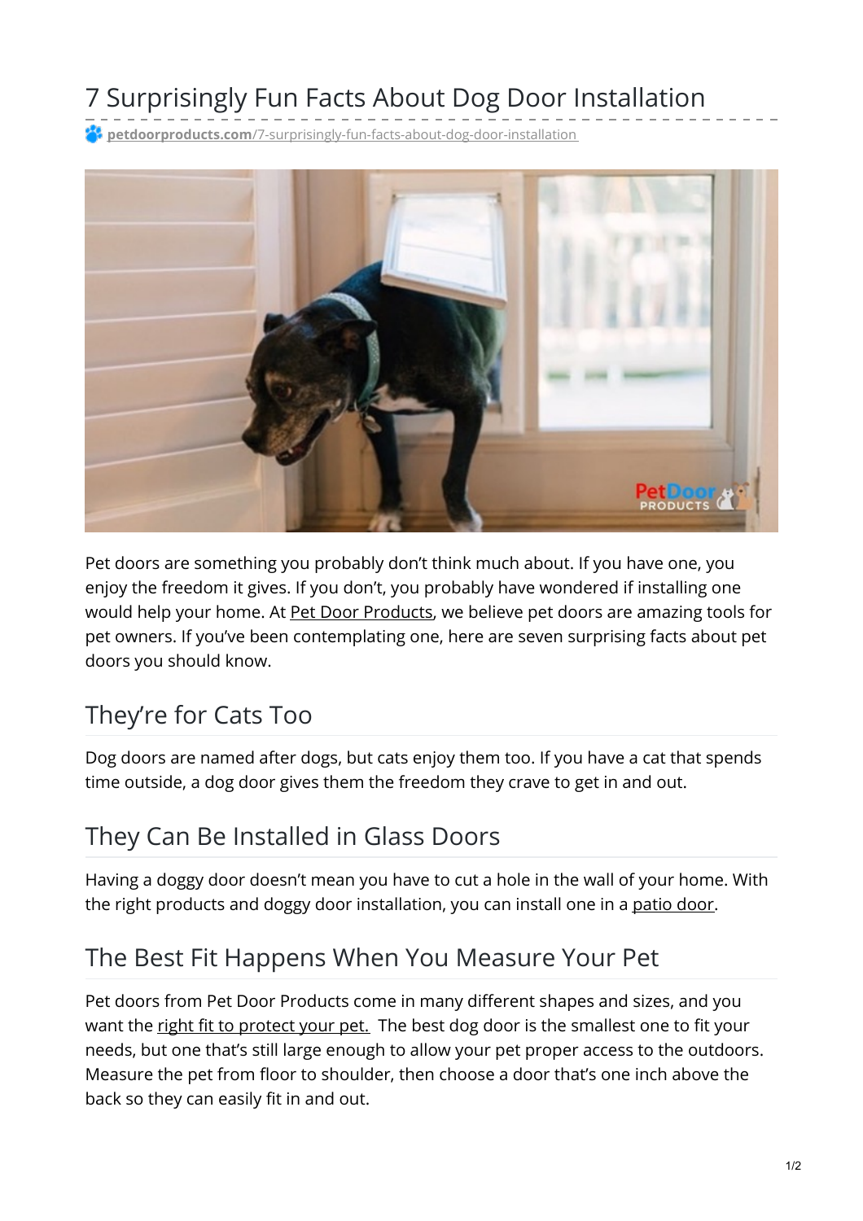# 7 Surprisingly Fun Facts About Dog Door Installation

**petdoorproducts.com**/7-surprisingly-fun-facts-about-dog-door-installation

Pet doors are something you probably don't think much about. If you have one, you enjoy the freedom it gives. If you don't, you probably have wondered if installing one would help your home. At Pet Door Products, we believe pet doors are amazing tools for pet owners. If you've been contemplating one, here are seven surprising facts about pet doors you should know.

## They're for Cats Too

Dog doors are named after dogs, but cats enjoy them too. If you have a cat that spends time outside, a dog door gives them the freedom they crave to get in and out.

## They Can Be Installed in Glass Doors

Having a doggy door doesn't mean you have to cut a hole in the wall of your home. With the right products and doggy door installation, you can install one in a patio door.

## The Best Fit Happens When You Measure Your Pet

Pet doors from Pet Door Products come in many different shapes and sizes, and you want the right fit to protect your pet. The best dog door is the smallest one to fit your needs, but one that's still large enough to allow your pet proper access to the outdoors. Measure the pet from floor to shoulder, then choose a door that's one inch above the back so they can easily fit in and out.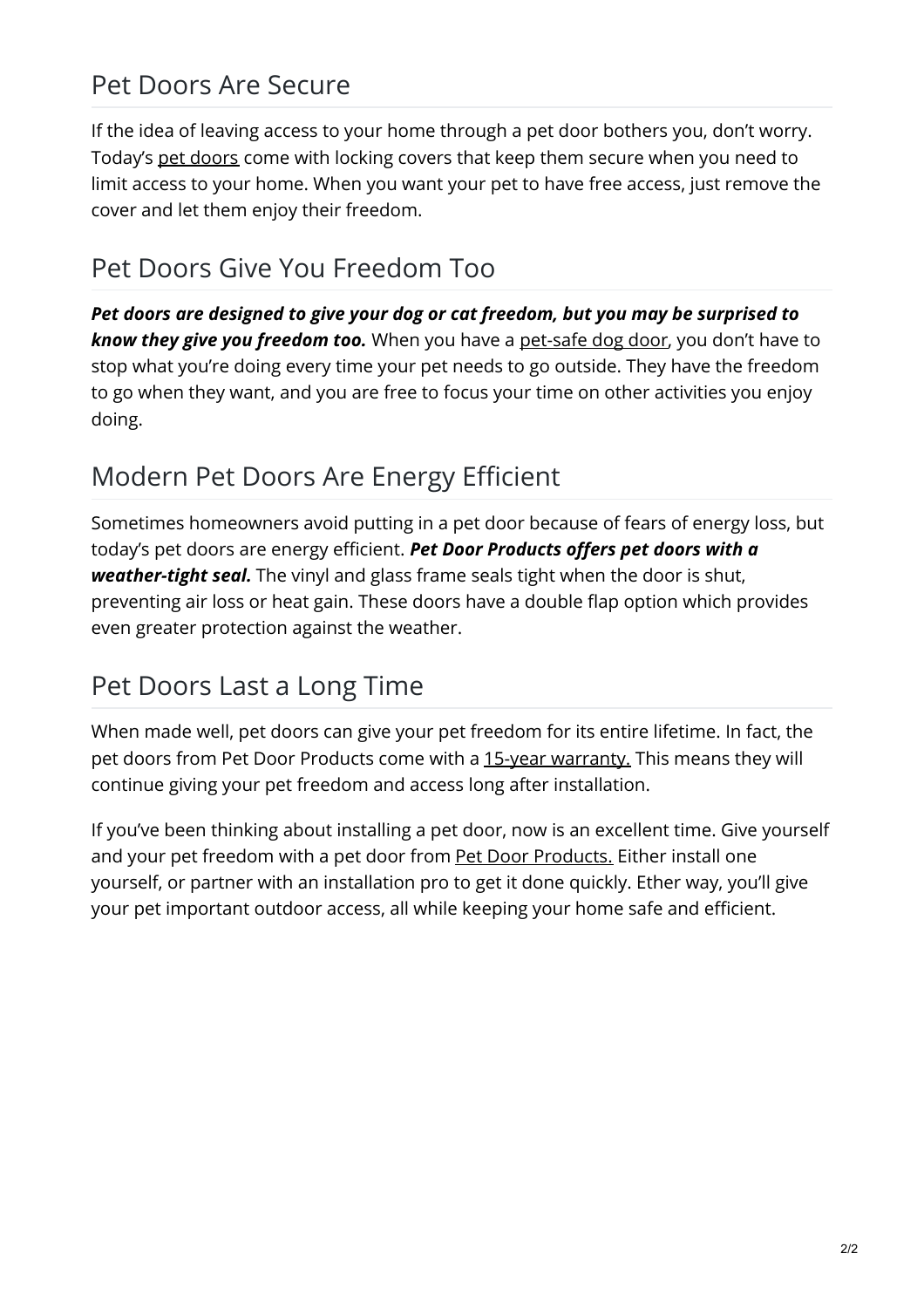## Pet Doors Are Secure

If the idea of leaving access to your home through a pet door bothers you, don't worry. Today's pet doors come with locking covers that keep them secure when you need to limit access to your home. When you want your pet to have free access, just remove the cover and let them enjoy their freedom.

## Pet Doors Give You Freedom Too

***Pet doors are designed to give your dog or cat freedom, but you may be surprised to know they give you freedom too.*** When you have a pet-safe dog door, you don't have to stop what you're doing every time your pet needs to go outside. They have the freedom to go when they want, and you are free to focus your time on other activities you enjoy doing.

## Modern Pet Doors Are Energy Efficient

Sometimes homeowners avoid putting in a pet door because of fears of energy loss, but today's pet doors are energy efficient. ***Pet Door Products offers pet doors with a weather-tight seal.*** The vinyl and glass frame seals tight when the door is shut, preventing air loss or heat gain. These doors have a double flap option which provides even greater protection against the weather.

## Pet Doors Last a Long Time

When made well, pet doors can give your pet freedom for its entire lifetime. In fact, the pet doors from Pet Door Products come with a 15-year warranty. This means they will continue giving your pet freedom and access long after installation.

If you've been thinking about installing a pet door, now is an excellent time. Give yourself and your pet freedom with a pet door from Pet Door Products. Either install one yourself, or partner with an installation pro to get it done quickly. Ether way, you'll give your pet important outdoor access, all while keeping your home safe and efficient.